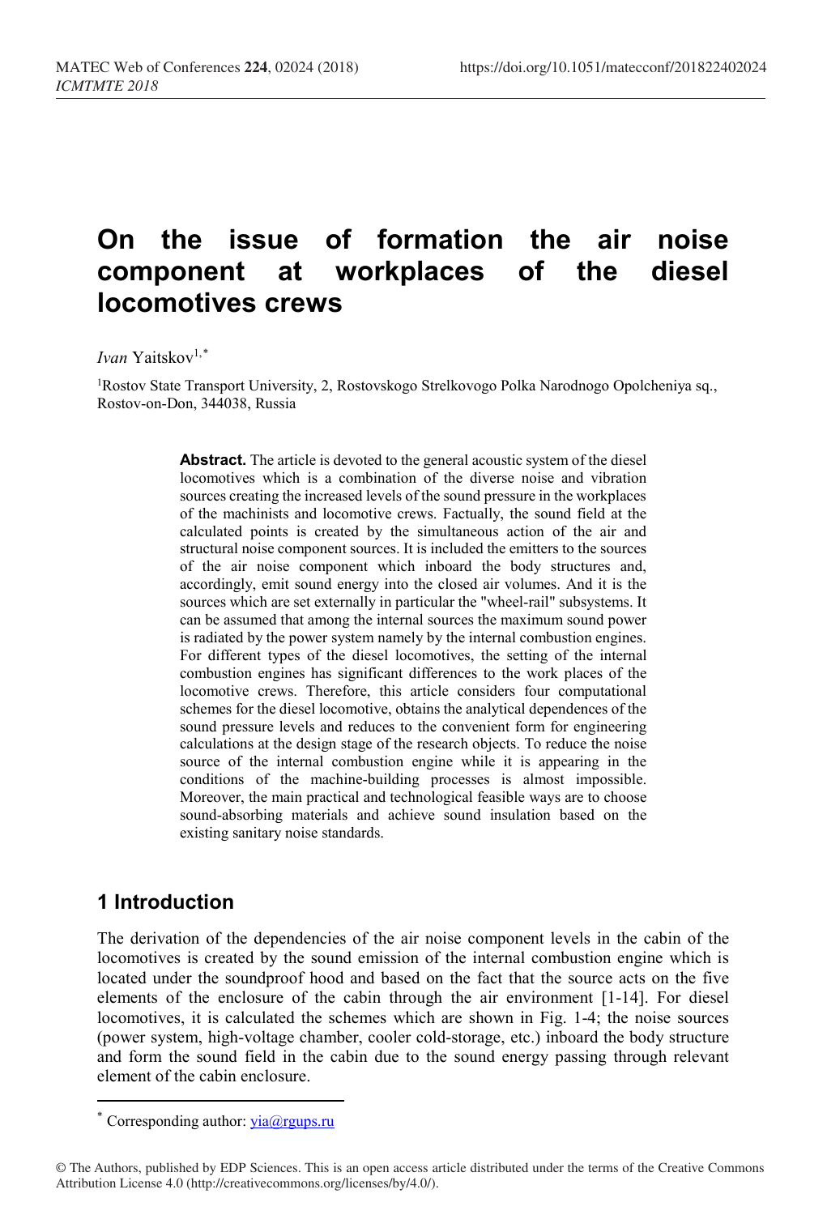# On the issue of formation the air noise component at workplaces of the diesel locomotives crews

*Ivan* Yaitskov[1,*]

[1]Rostov State Transport University, 2, Rostovskogo Strelkovogo Polka Narodnogo Opolcheniya sq., Rostov-on-Don, 344038, Russia

**Abstract.** The article is devoted to the general acoustic system of the diesel locomotives which is a combination of the diverse noise and vibration sources creating the increased levels of the sound pressure in the workplaces of the machinists and locomotive crews. Factually, the sound field at the calculated points is created by the simultaneous action of the air and structural noise component sources. It is included the emitters to the sources of the air noise component which inboard the body structures and, accordingly, emit sound energy into the closed air volumes. And it is the sources which are set externally in particular the "wheel-rail" subsystems. It can be assumed that among the internal sources the maximum sound power is radiated by the power system namely by the internal combustion engines. For different types of the diesel locomotives, the setting of the internal combustion engines has significant differences to the work places of the locomotive crews. Therefore, this article considers four computational schemes for the diesel locomotive, obtains the analytical dependences of the sound pressure levels and reduces to the convenient form for engineering calculations at the design stage of the research objects. To reduce the noise source of the internal combustion engine while it is appearing in the conditions of the machine-building processes is almost impossible. Moreover, the main practical and technological feasible ways are to choose sound-absorbing materials and achieve sound insulation based on the existing sanitary noise standards.

## 1 Introduction

The derivation of the dependencies of the air noise component levels in the cabin of the locomotives is created by the sound emission of the internal combustion engine which is located under the soundproof hood and based on the fact that the source acts on the five elements of the enclosure of the cabin through the air environment [1-14]. For diesel locomotives, it is calculated the schemes which are shown in Fig. 1-4; the noise sources (power system, high-voltage chamber, cooler cold-storage, etc.) inboard the body structure and form the sound field in the cabin due to the sound energy passing through relevant element of the cabin enclosure.

[*] Corresponding author: yia@rgups.ru

© The Authors, published by EDP Sciences. This is an open access article distributed under the terms of the Creative Commons Attribution License 4.0 (http://creativecommons.org/licenses/by/4.0/).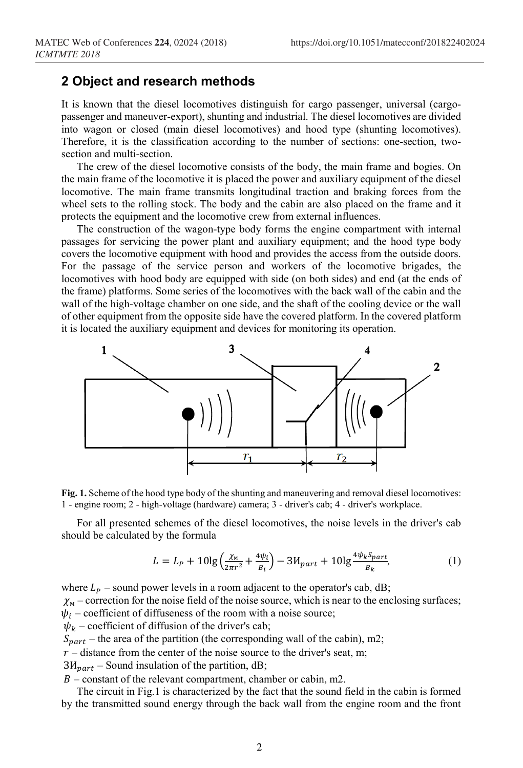## 2 Object and research methods

It is known that the diesel locomotives distinguish for cargo passenger, universal (cargo-passenger and maneuver-export), shunting and industrial. The diesel locomotives are divided into wagon or closed (main diesel locomotives) and hood type (shunting locomotives). Therefore, it is the classification according to the number of sections: one-section, two-section and multi-section.

The crew of the diesel locomotive consists of the body, the main frame and bogies. On the main frame of the locomotive it is placed the power and auxiliary equipment of the diesel locomotive. The main frame transmits longitudinal traction and braking forces from the wheel sets to the rolling stock. The body and the cabin are also placed on the frame and it protects the equipment and the locomotive crew from external influences.

The construction of the wagon-type body forms the engine compartment with internal passages for servicing the power plant and auxiliary equipment; and the hood type body covers the locomotive equipment with hood and provides the access from the outside doors. For the passage of the service person and workers of the locomotive brigades, the locomotives with hood body are equipped with side (on both sides) and end (at the ends of the frame) platforms. Some series of the locomotives with the back wall of the cabin and the wall of the high-voltage chamber on one side, and the shaft of the cooling device or the wall of other equipment from the opposite side have the covered platform. In the covered platform it is located the auxiliary equipment and devices for monitoring its operation.

**Fig. 1.** Scheme of the hood type body of the shunting and maneuvering and removal diesel locomotives: 1 - engine room; 2 - high-voltage (hardware) camera; 3 - driver's cab; 4 - driver's workplace.

For all presented schemes of the diesel locomotives, the noise levels in the driver's cab should be calculated by the formula

$$L = L_P + 10\lg\left(\frac{\chi_м}{2\pi r^2} + \frac{4\psi_i}{B_i}\right) - ЗИ_{part} + 10\lg\frac{4\psi_k S_{part}}{B_k}, \tag{1}$$

where $L_P$ – sound power levels in a room adjacent to the operator's cab, dB;

$\chi_м$ – correction for the noise field of the noise source, which is near to the enclosing surfaces;

$\psi_i$ – coefficient of diffuseness of the room with a noise source;

$\psi_k$ – coefficient of diffusion of the driver's cab;

$S_{part}$ – the area of the partition (the corresponding wall of the cabin), m2;

$r$ – distance from the center of the noise source to the driver's seat, m;

$ЗИ_{part}$ – Sound insulation of the partition, dB;

$B$ – constant of the relevant compartment, chamber or cabin, m2.

The circuit in Fig.1 is characterized by the fact that the sound field in the cabin is formed by the transmitted sound energy through the back wall from the engine room and the front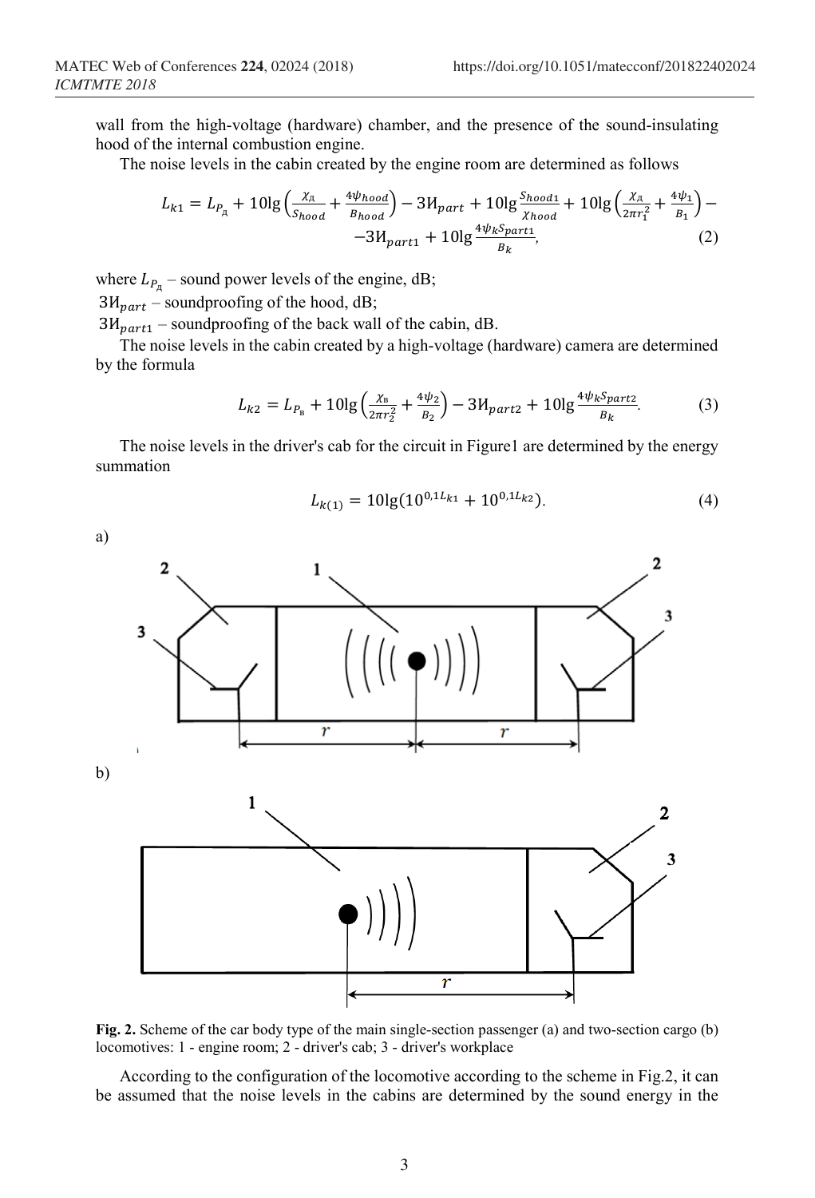wall from the high-voltage (hardware) chamber, and the presence of the sound-insulating hood of the internal combustion engine.

The noise levels in the cabin created by the engine room are determined as follows

$$L_{k1} = L_{P_{д}} + 10\lg\left(\frac{\chi_{д}}{S_{hood}} + \frac{4\psi_{hood}}{B_{hood}}\right) - ЗИ_{part} + 10\lg\frac{S_{hood1}}{\chi_{hood}} + 10\lg\left(\frac{\chi_{д}}{2\pi r_1^2} + \frac{4\psi_1}{B_1}\right) - -ЗИ_{part1} + 10\lg\frac{4\psi_k S_{part1}}{B_k}, \quad (2)$$

where $L_{P_{д}}$ – sound power levels of the engine, dB;

$ЗИ_{part}$ – soundproofing of the hood, dB;

$ЗИ_{part1}$ – soundproofing of the back wall of the cabin, dB.

The noise levels in the cabin created by a high-voltage (hardware) camera are determined by the formula

$$L_{k2} = L_{P_{в}} + 10\lg\left(\frac{\chi_{в}}{2\pi r_2^2} + \frac{4\psi_2}{B_2}\right) - ЗИ_{part2} + 10\lg\frac{4\psi_k S_{part2}}{B_k}. \quad (3)$$

The noise levels in the driver's cab for the circuit in Figure1 are determined by the energy summation

$$L_{k(1)} = 10\lg(10^{0,1L_{k1}} + 10^{0,1L_{k2}}). \quad (4)$$

a)

b)

**Fig. 2.** Scheme of the car body type of the main single-section passenger (a) and two-section cargo (b) locomotives: 1 - engine room; 2 - driver's cab; 3 - driver's workplace

According to the configuration of the locomotive according to the scheme in Fig.2, it can be assumed that the noise levels in the cabins are determined by the sound energy in the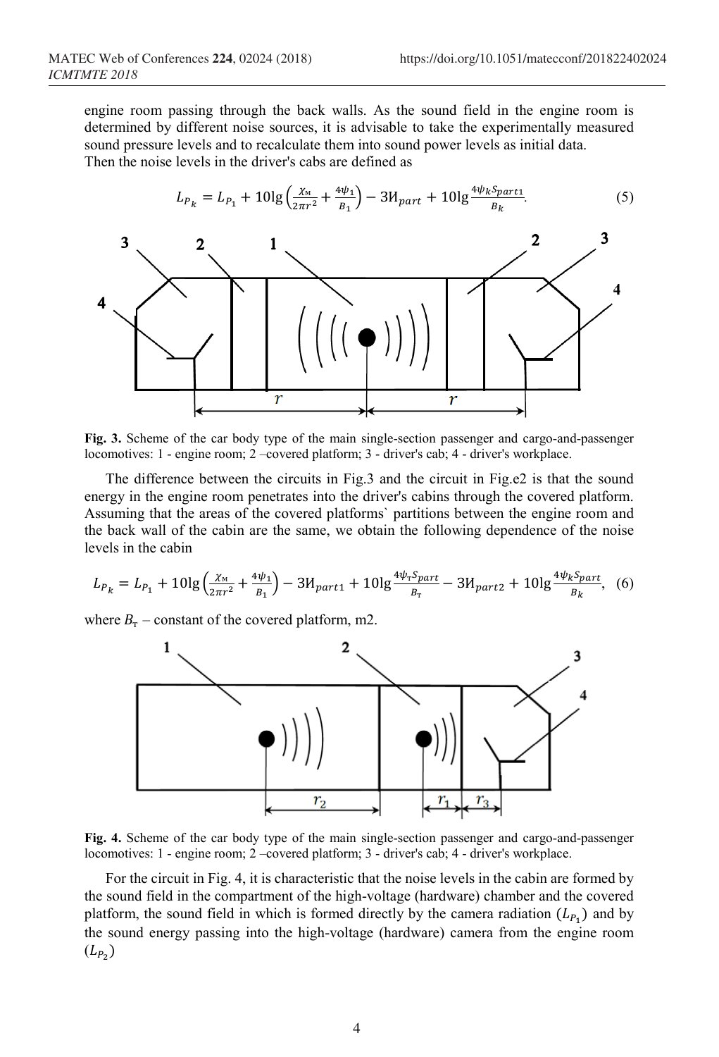engine room passing through the back walls. As the sound field in the engine room is determined by different noise sources, it is advisable to take the experimentally measured sound pressure levels and to recalculate them into sound power levels as initial data.
Then the noise levels in the driver's cabs are defined as

$$L_{P_k} = L_{P_1} + 10\lg\left(\frac{\chi_{\text{м}}}{2\pi r^2} + \frac{4\psi_1}{B_1}\right) - \text{З}И_{part} + 10\lg\frac{4\psi_k S_{part1}}{B_k}. \quad (5)$$

**Fig. 3.** Scheme of the car body type of the main single-section passenger and cargo-and-passenger locomotives: 1 - engine room; 2 –covered platform; 3 - driver's cab; 4 - driver's workplace.

The difference between the circuits in Fig.3 and the circuit in Fig.e2 is that the sound energy in the engine room penetrates into the driver's cabins through the covered platform. Assuming that the areas of the covered platforms` partitions between the engine room and the back wall of the cabin are the same, we obtain the following dependence of the noise levels in the cabin

$$L_{P_k} = L_{P_1} + 10\lg\left(\frac{\chi_{\text{м}}}{2\pi r^2} + \frac{4\psi_1}{B_1}\right) - \text{З}И_{part1} + 10\lg\frac{4\psi_{\text{т}} S_{part}}{B_{\text{т}}} - \text{З}И_{part2} + 10\lg\frac{4\psi_k S_{part}}{B_k}, \quad (6)$$

where $B_{\text{т}}$ – constant of the covered platform, m2.

**Fig. 4.** Scheme of the car body type of the main single-section passenger and cargo-and-passenger locomotives: 1 - engine room; 2 –covered platform; 3 - driver's cab; 4 - driver's workplace.

For the circuit in Fig. 4, it is characteristic that the noise levels in the cabin are formed by the sound field in the compartment of the high-voltage (hardware) chamber and the covered platform, the sound field in which is formed directly by the camera radiation ($L_{P_1}$) and by the sound energy passing into the high-voltage (hardware) camera from the engine room ($L_{P_2}$)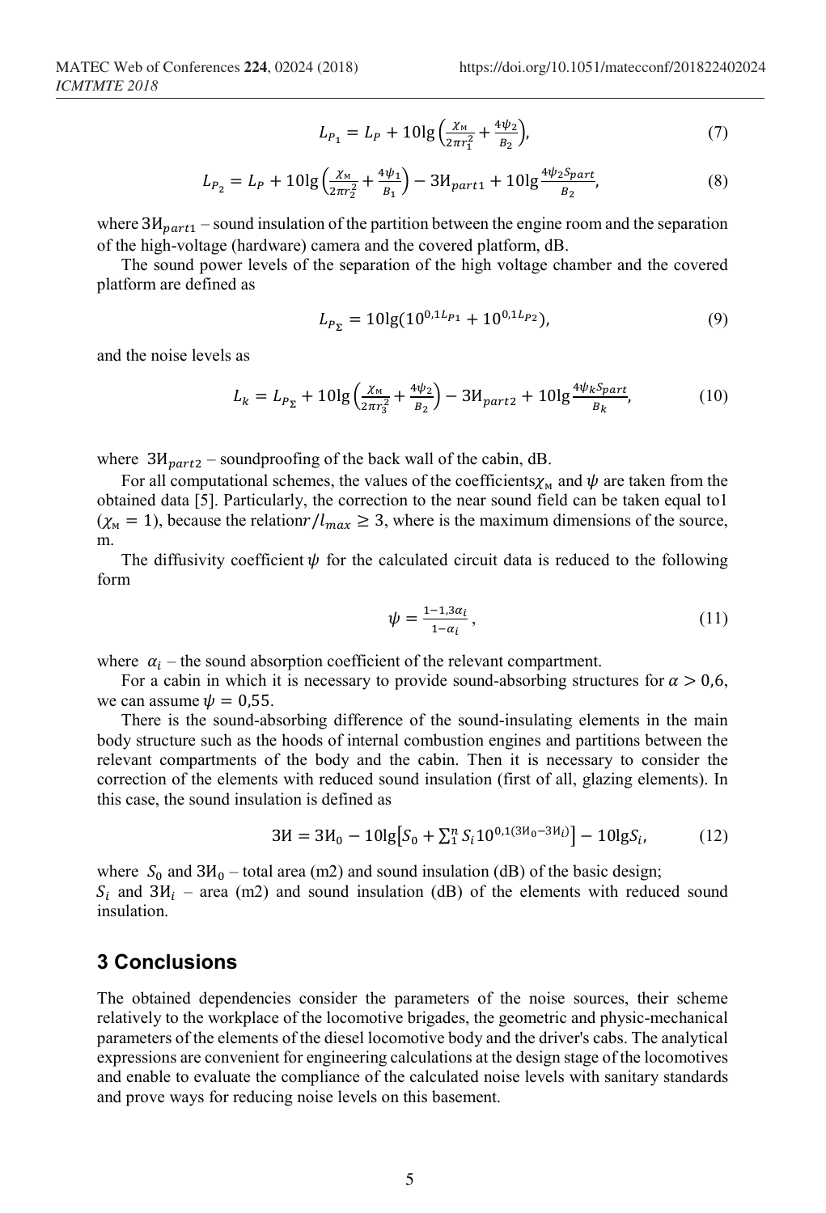$$L_{P_1} = L_P + 10\lg\left(\frac{\chi_м}{2\pi r_1^2} + \frac{4\psi_2}{B_2}\right), \tag{7}$$

$$L_{P_2} = L_P + 10\lg\left(\frac{\chi_м}{2\pi r_2^2} + \frac{4\psi_1}{B_1}\right) - ЗИ_{part1} + 10\lg\frac{4\psi_2 S_{part}}{B_2}, \tag{8}$$

where $ЗИ_{part1}$ – sound insulation of the partition between the engine room and the separation of the high-voltage (hardware) camera and the covered platform, dB.

The sound power levels of the separation of the high voltage chamber and the covered platform are defined as

$$L_{P_\Sigma} = 10\lg(10^{0,1L_{P1}} + 10^{0,1L_{P2}}), \tag{9}$$

and the noise levels as

$$L_k = L_{P_\Sigma} + 10\lg\left(\frac{\chi_м}{2\pi r_3^2} + \frac{4\psi_2}{B_2}\right) - ЗИ_{part2} + 10\lg\frac{4\psi_k S_{part}}{B_k}, \tag{10}$$

where $ЗИ_{part2}$ – soundproofing of the back wall of the cabin, dB.

For all computational schemes, the values of the coefficients $\chi_м$ and $\psi$ are taken from the obtained data [5]. Particularly, the correction to the near sound field can be taken equal to 1 ($\chi_м = 1$), because the relation $r/l_{max} \geq 3$, where is the maximum dimensions of the source, m.

The diffusivity coefficient $\psi$ for the calculated circuit data is reduced to the following form

$$\psi = \frac{1 - 1{,}3\alpha_i}{1 - \alpha_i}, \tag{11}$$

where $\alpha_i$ – the sound absorption coefficient of the relevant compartment.

For a cabin in which it is necessary to provide sound-absorbing structures for $\alpha > 0{,}6$, we can assume $\psi = 0{,}55$.

There is the sound-absorbing difference of the sound-insulating elements in the main body structure such as the hoods of internal combustion engines and partitions between the relevant compartments of the body and the cabin. Then it is necessary to consider the correction of the elements with reduced sound insulation (first of all, glazing elements). In this case, the sound insulation is defined as

$$ЗИ = ЗИ_0 - 10\lg\left[S_0 + \sum_1^n S_i 10^{0,1(ЗИ_0 - ЗИ_i)}\right] - 10\lg S_i, \tag{12}$$

where $S_0$ and $ЗИ_0$ – total area (m2) and sound insulation (dB) of the basic design;
$S_i$ and $ЗИ_i$ – area (m2) and sound insulation (dB) of the elements with reduced sound insulation.

## 3 Conclusions

The obtained dependencies consider the parameters of the noise sources, their scheme relatively to the workplace of the locomotive brigades, the geometric and physic-mechanical parameters of the elements of the diesel locomotive body and the driver's cabs. The analytical expressions are convenient for engineering calculations at the design stage of the locomotives and enable to evaluate the compliance of the calculated noise levels with sanitary standards and prove ways for reducing noise levels on this basement.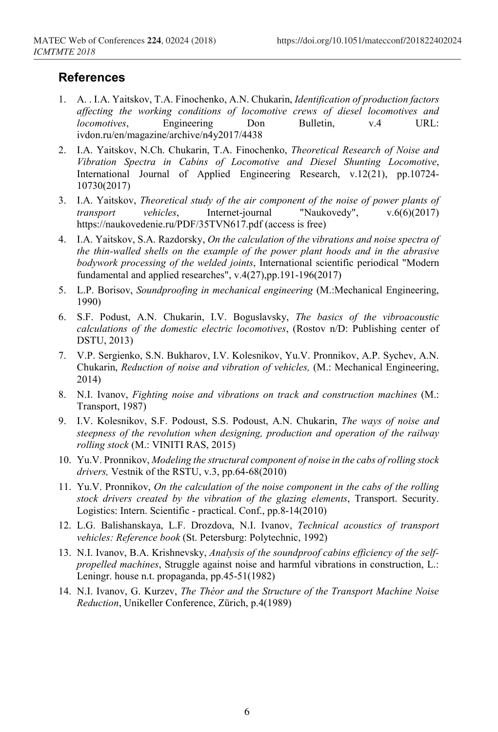## References

1. A. . I.A. Yaitskov, T.A. Finochenko, A.N. Chukarin, *Identification of production factors affecting the working conditions of locomotive crews of diesel locomotives and locomotives*, Engineering Don Bulletin, v.4 URL: ivdon.ru/en/magazine/archive/n4y2017/4438
2. I.A. Yaitskov, N.Ch. Chukarin, T.A. Finochenko, *Theoretical Research of Noise and Vibration Spectra in Cabins of Locomotive and Diesel Shunting Locomotive*, International Journal of Applied Engineering Research, v.12(21), pp.10724-10730(2017)
3. I.A. Yaitskov, *Theoretical study of the air component of the noise of power plants of transport vehicles*, Internet-journal "Naukovedy", v.6(6)(2017) https://naukovedenie.ru/PDF/35TVN617.pdf (access is free)
4. I.A. Yaitskov, S.A. Razdorsky, *On the calculation of the vibrations and noise spectra of the thin-walled shells on the example of the power plant hoods and in the abrasive bodywork processing of the welded joints*, International scientific periodical "Modern fundamental and applied researches", v.4(27),pp.191-196(2017)
5. L.P. Borisov, *Soundproofing in mechanical engineering* (M.:Mechanical Engineering, 1990)
6. S.F. Podust, A.N. Chukarin, I.V. Boguslavsky, *The basics of the vibroacoustic calculations of the domestic electric locomotives*, (Rostov n/D: Publishing center of DSTU, 2013)
7. V.P. Sergienko, S.N. Bukharov, I.V. Kolesnikov, Yu.V. Pronnikov, A.P. Sychev, A.N. Chukarin, *Reduction of noise and vibration of vehicles,* (M.: Mechanical Engineering, 2014)
8. N.I. Ivanov, *Fighting noise and vibrations on track and construction machines* (M.: Transport, 1987)
9. I.V. Kolesnikov, S.F. Podoust, S.S. Podoust, A.N. Chukarin, *The ways of noise and steepness of the revolution when designing, production and operation of the railway rolling stock* (M.: VINITI RAS, 2015)
10. Yu.V. Pronnikov, *Modeling the structural component of noise in the cabs of rolling stock drivers,* Vestnik of the RSTU, v.3, pp.64-68(2010)
11. Yu.V. Pronnikov, *On the calculation of the noise component in the cabs of the rolling stock drivers created by the vibration of the glazing elements*, Transport. Security. Logistics: Intern. Scientific - practical. Conf., pp.8-14(2010)
12. L.G. Balishanskaya, L.F. Drozdova, N.I. Ivanov, *Technical acoustics of transport vehicles: Reference book* (St. Petersburg: Polytechnic, 1992)
13. N.I. Ivanov, B.A. Krishnevsky, *Analysis of the soundproof cabins efficiency of the self-propelled machines*, Struggle against noise and harmful vibrations in construction, L.: Leningr. house n.t. propaganda, pp.45-51(1982)
14. N.I. Ivanov, G. Kurzev, *The Théor and the Structure of the Transport Machine Noise Reduction*, Unikeller Conference, Zürich, p.4(1989)